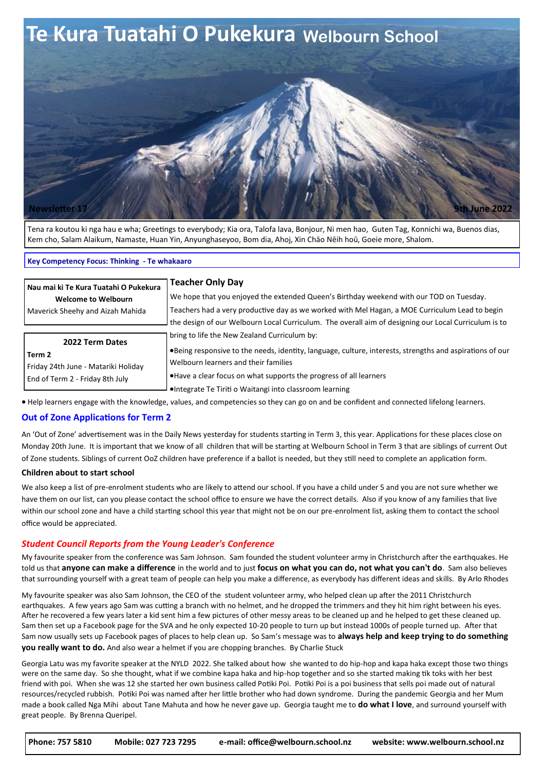# Te Kura Tuatahi O Pukekura Welbourn School

**Newsletter 17** **9th June 2022**

Tena ra koutou ki nga hau e wha; Greetings to everybody; Kia ora, Talofa lava, Bonjour, Ni men hao, Guten Tag, Konnichi wa, Buenos dias, Kem cho, Salam Alaikum, Namaste, Huan Yin, Anyunghaseyoo, Bom dia, Ahoj, Xin Chāo Nēih houū, Goeie more, Shalom.

**Key Competency Focus: Thinking - Te whakaaro**

**Nau mai ki Te Kura Tuatahi O Pukekura**
**Welcome to Welbourn**
Maverick Sheehy and Aizah Mahida

**2022 Term Dates**
**Term 2**
Friday 24th June - Matariki Holiday
End of Term 2 - Friday 8th July

## Teacher Only Day

We hope that you enjoyed the extended Queen's Birthday weekend with our TOD on Tuesday. Teachers had a very productive day as we worked with Mel Hagan, a MOE Curriculum Lead to begin the design of our Welbourn Local Curriculum. The overall aim of designing our Local Curriculum is to bring to life the New Zealand Curriculum by:

- Being responsive to the needs, identity, language, culture, interests, strengths and aspirations of our Welbourn learners and their families
- Have a clear focus on what supports the progress of all learners
- Integrate Te Tiriti o Waitangi into classroom learning
- Help learners engage with the knowledge, values, and competencies so they can go on and be confident and connected lifelong learners.

## Out of Zone Applications for Term 2

An 'Out of Zone' advertisement was in the Daily News yesterday for students starting in Term 3, this year. Applications for these places close on Monday 20th June. It is important that we know of all children that will be starting at Welbourn School in Term 3 that are siblings of current Out of Zone students. Siblings of current OoZ children have preference if a ballot is needed, but they still need to complete an application form.

### Children about to start school

We also keep a list of pre-enrolment students who are likely to attend our school. If you have a child under 5 and you are not sure whether we have them on our list, can you please contact the school office to ensure we have the correct details. Also if you know of any families that live within our school zone and have a child starting school this year that might not be on our pre-enrolment list, asking them to contact the school office would be appreciated.

## *Student Council Reports from the Young Leader's Conference*

My favourite speaker from the conference was Sam Johnson. Sam founded the student volunteer army in Christchurch after the earthquakes. He told us that **anyone can make a difference** in the world and to just **focus on what you can do, not what you can't do**. Sam also believes that surrounding yourself with a great team of people can help you make a difference, as everybody has different ideas and skills. By Arlo Rhodes

My favourite speaker was also Sam Johnson, the CEO of the student volunteer army, who helped clean up after the 2011 Christchurch earthquakes. A few years ago Sam was cutting a branch with no helmet, and he dropped the trimmers and they hit him right between his eyes. After he recovered a few years later a kid sent him a few pictures of other messy areas to be cleaned up and he helped to get these cleaned up. Sam then set up a Facebook page for the SVA and he only expected 10-20 people to turn up but instead 1000s of people turned up. After that Sam now usually sets up Facebook pages of places to help clean up. So Sam's message was to **always help and keep trying to do something you really want to do.** And also wear a helmet if you are chopping branches. By Charlie Stuck

Georgia Latu was my favorite speaker at the NYLD 2022. She talked about how she wanted to do hip-hop and kapa haka except those two things were on the same day. So she thought, what if we combine kapa haka and hip-hop together and so she started making tik toks with her best friend with poi. When she was 12 she started her own business called Potiki Poi. Potiki Poi is a poi business that sells poi made out of natural resources/recycled rubbish. Potiki Poi was named after her little brother who had down syndrome. During the pandemic Georgia and her Mum made a book called Nga Mihi about Tane Mahuta and how he never gave up. Georgia taught me to **do what I love**, and surround yourself with great people. By Brenna Queripel.

**Phone: 757 5810** **Mobile: 027 723 7295** **e-mail: office@welbourn.school.nz** **website: www.welbourn.school.nz**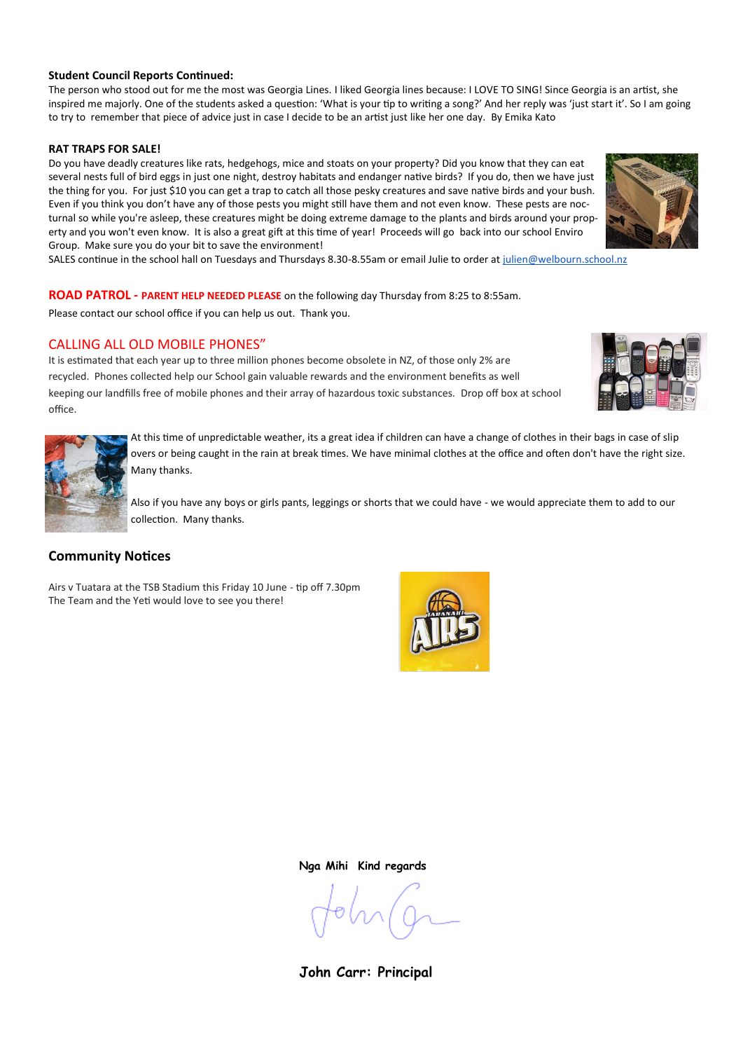**Student Council Reports Continued:**

The person who stood out for me the most was Georgia Lines. I liked Georgia lines because: I LOVE TO SING! Since Georgia is an artist, she inspired me majorly. One of the students asked a question: 'What is your tip to writing a song?' And her reply was 'just start it'. So I am going to try to remember that piece of advice just in case I decide to be an artist just like her one day. By Emika Kato

**RAT TRAPS FOR SALE!**

Do you have deadly creatures like rats, hedgehogs, mice and stoats on your property? Did you know that they can eat several nests full of bird eggs in just one night, destroy habitats and endanger native birds? If you do, then we have just the thing for you. For just $10 you can get a trap to catch all those pesky creatures and save native birds and your bush. Even if you think you don't have any of those pests you might still have them and not even know. These pests are nocturnal so while you're asleep, these creatures might be doing extreme damage to the plants and birds around your property and you won't even know. It is also a great gift at this time of year! Proceeds will go back into our school Enviro Group. Make sure you do your bit to save the environment!

SALES continue in the school hall on Tuesdays and Thursdays 8.30-8.55am or email Julie to order at julien@welbourn.school.nz

**ROAD PATROL - PARENT HELP NEEDED PLEASE** on the following day Thursday from 8:25 to 8:55am.

Please contact our school office if you can help us out. Thank you.

CALLING ALL OLD MOBILE PHONES"

It is estimated that each year up to three million phones become obsolete in NZ, of those only 2% are recycled. Phones collected help our School gain valuable rewards and the environment benefits as well keeping our landfills free of mobile phones and their array of hazardous toxic substances. Drop off box at school office.

At this time of unpredictable weather, its a great idea if children can have a change of clothes in their bags in case of slip overs or being caught in the rain at break times. We have minimal clothes at the office and often don't have the right size. Many thanks.

Also if you have any boys or girls pants, leggings or shorts that we could have - we would appreciate them to add to our collection. Many thanks.

## Community Notices

Airs v Tuatara at the TSB Stadium this Friday 10 June - tip off 7.30pm
The Team and the Yeti would love to see you there!

**Nga Mihi Kind regards**

**John Carr: Principal**